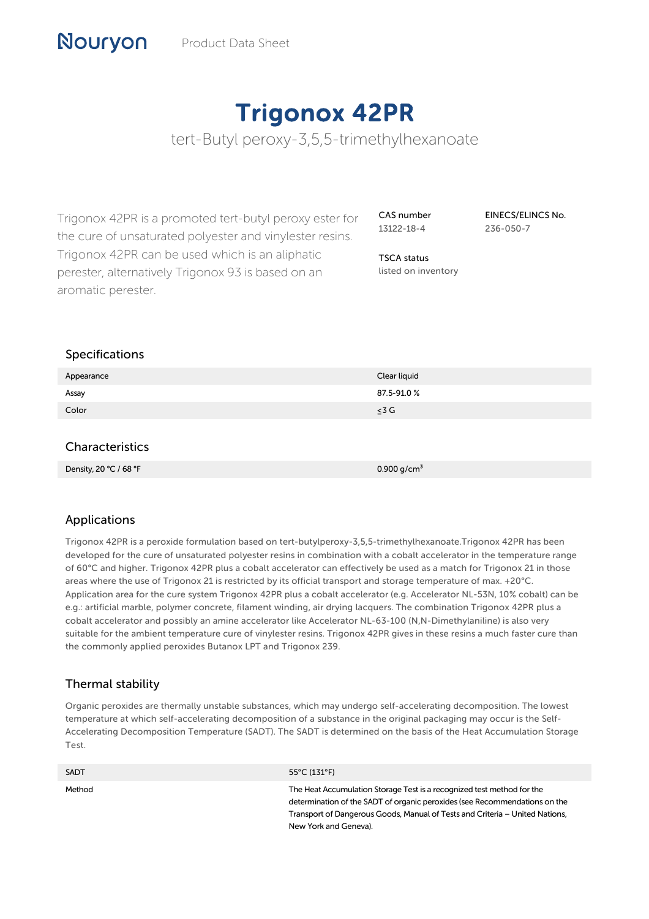Nouryon Product Data Sheet

# Trigonox 42PR

tert-Butyl peroxy-3,5,5-trimethylhexanoate

Trigonox 42PR is a promoted tert-butyl peroxy ester for the cure of unsaturated polyester and vinylester resins. Trigonox 42PR can be used which is an aliphatic perester, alternatively Trigonox 93 is based on an aromatic perester.

CAS number
13122-18-4

EINECS/ELINCS No.
236-050-7

TSCA status
listed on inventory

## Specifications

| | |
|---|---|
| Appearance | Clear liquid |
| Assay | 87.5-91.0 % |
| Color | ≤3 G |

## Characteristics

| | |
|---|---|
| Density, 20 °C / 68 °F | 0.900 g/cm$^3$ |

## Applications

Trigonox 42PR is a peroxide formulation based on tert-butylperoxy-3,5,5-trimethylhexanoate.Trigonox 42PR has been developed for the cure of unsaturated polyester resins in combination with a cobalt accelerator in the temperature range of 60°C and higher. Trigonox 42PR plus a cobalt accelerator can effectively be used as a match for Trigonox 21 in those areas where the use of Trigonox 21 is restricted by its official transport and storage temperature of max. +20°C. Application area for the cure system Trigonox 42PR plus a cobalt accelerator (e.g. Accelerator NL-53N, 10% cobalt) can be e.g.: artificial marble, polymer concrete, filament winding, air drying lacquers. The combination Trigonox 42PR plus a cobalt accelerator and possibly an amine accelerator like Accelerator NL-63-100 (N,N-Dimethylaniline) is also very suitable for the ambient temperature cure of vinylester resins. Trigonox 42PR gives in these resins a much faster cure than the commonly applied peroxides Butanox LPT and Trigonox 239.

## Thermal stability

Organic peroxides are thermally unstable substances, which may undergo self-accelerating decomposition. The lowest temperature at which self-accelerating decomposition of a substance in the original packaging may occur is the Self-Accelerating Decomposition Temperature (SADT). The SADT is determined on the basis of the Heat Accumulation Storage Test.

| | |
|---|---|
| SADT | 55°C (131°F) |
| Method | The Heat Accumulation Storage Test is a recognized test method for the determination of the SADT of organic peroxides (see Recommendations on the Transport of Dangerous Goods, Manual of Tests and Criteria – United Nations, New York and Geneva). |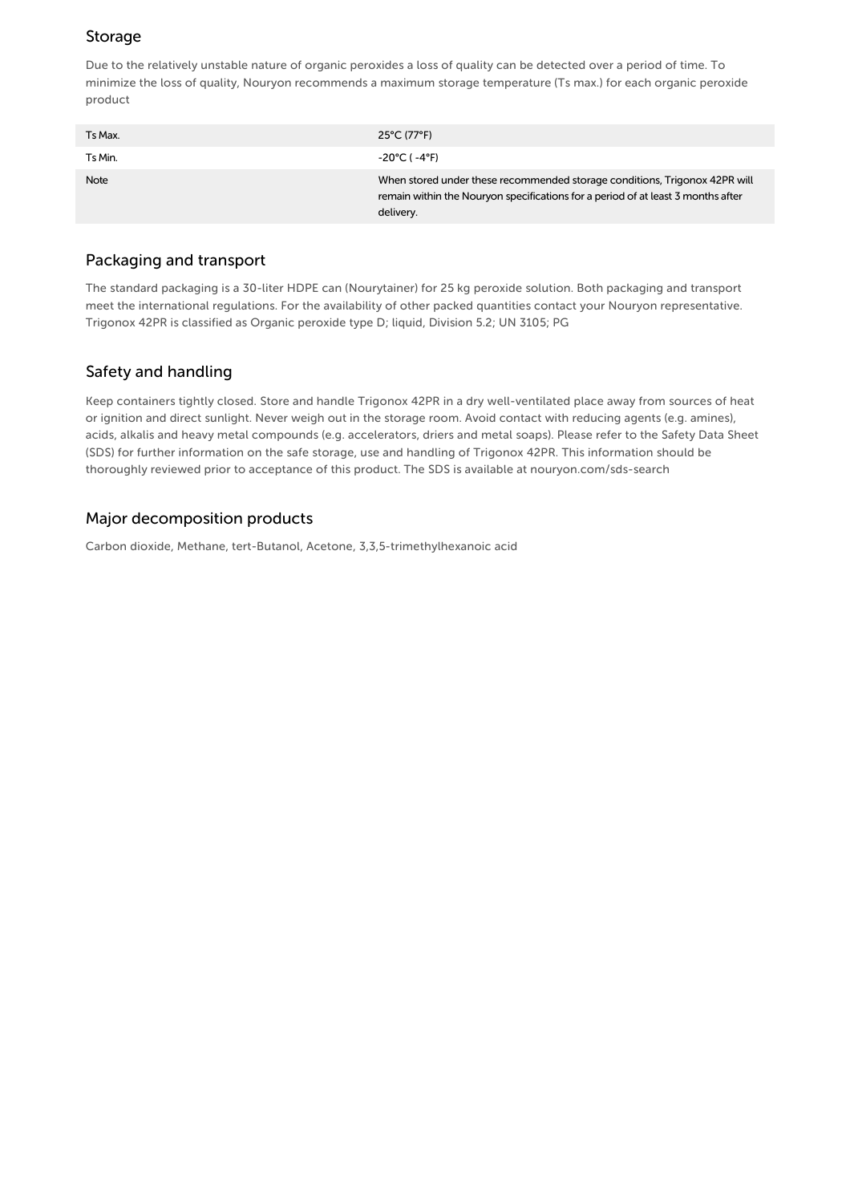## Storage

Due to the relatively unstable nature of organic peroxides a loss of quality can be detected over a period of time. To minimize the loss of quality, Nouryon recommends a maximum storage temperature (Ts max.) for each organic peroxide product

| | |
|---|---|
| Ts Max. | 25°C (77°F) |
| Ts Min. | -20°C ( -4°F) |
| Note | When stored under these recommended storage conditions, Trigonox 42PR will remain within the Nouryon specifications for a period of at least 3 months after delivery. |

## Packaging and transport

The standard packaging is a 30-liter HDPE can (Nourytainer) for 25 kg peroxide solution. Both packaging and transport meet the international regulations. For the availability of other packed quantities contact your Nouryon representative. Trigonox 42PR is classified as Organic peroxide type D; liquid, Division 5.2; UN 3105; PG

## Safety and handling

Keep containers tightly closed. Store and handle Trigonox 42PR in a dry well-ventilated place away from sources of heat or ignition and direct sunlight. Never weigh out in the storage room. Avoid contact with reducing agents (e.g. amines), acids, alkalis and heavy metal compounds (e.g. accelerators, driers and metal soaps). Please refer to the Safety Data Sheet (SDS) for further information on the safe storage, use and handling of Trigonox 42PR. This information should be thoroughly reviewed prior to acceptance of this product. The SDS is available at nouryon.com/sds-search

## Major decomposition products

Carbon dioxide, Methane, tert-Butanol, Acetone, 3,3,5-trimethylhexanoic acid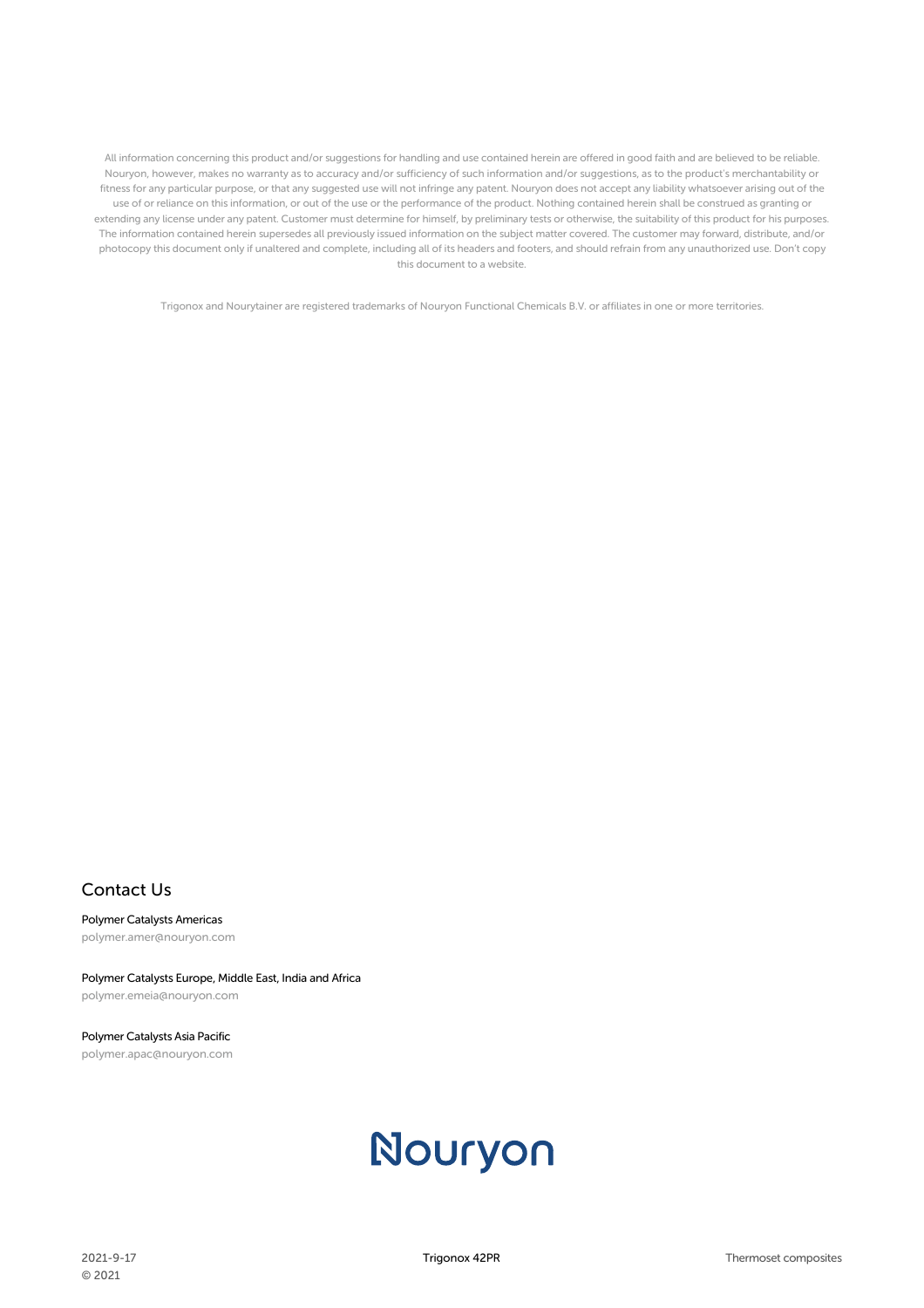All information concerning this product and/or suggestions for handling and use contained herein are offered in good faith and are believed to be reliable. Nouryon, however, makes no warranty as to accuracy and/or sufficiency of such information and/or suggestions, as to the product's merchantability or fitness for any particular purpose, or that any suggested use will not infringe any patent. Nouryon does not accept any liability whatsoever arising out of the use of or reliance on this information, or out of the use or the performance of the product. Nothing contained herein shall be construed as granting or extending any license under any patent. Customer must determine for himself, by preliminary tests or otherwise, the suitability of this product for his purposes. The information contained herein supersedes all previously issued information on the subject matter covered. The customer may forward, distribute, and/or photocopy this document only if unaltered and complete, including all of its headers and footers, and should refrain from any unauthorized use. Don't copy this document to a website.

Trigonox and Nourytainer are registered trademarks of Nouryon Functional Chemicals B.V. or affiliates in one or more territories.

## Contact Us

Polymer Catalysts Americas
polymer.amer@nouryon.com

Polymer Catalysts Europe, Middle East, India and Africa
polymer.emeia@nouryon.com

Polymer Catalysts Asia Pacific
polymer.apac@nouryon.com

Nouryon

2021-9-17
© 2021